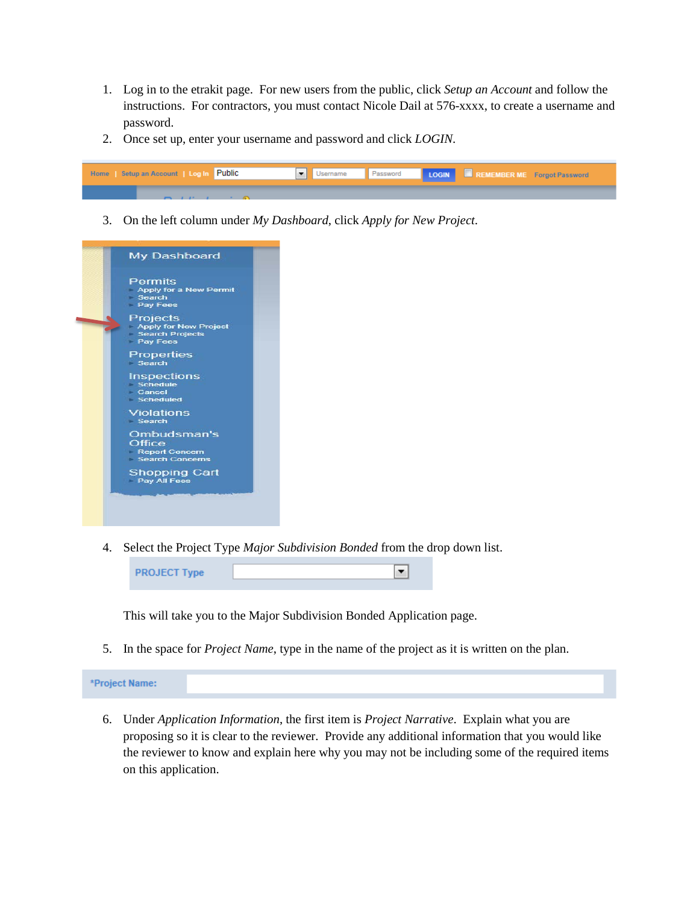1. Log in to the etrakit page. For new users from the public, click *Setup an Account* and follow the instructions. For contractors, you must contact Nicole Dail at 576-xxxx, to create a username and password.
2. Once set up, enter your username and password and click *LOGIN*.

3. On the left column under *My Dashboard*, click *Apply for New Project*.

4. Select the Project Type *Major Subdivision Bonded* from the drop down list.

   This will take you to the Major Subdivision Bonded Application page.

5. In the space for *Project Name*, type in the name of the project as it is written on the plan.

6. Under *Application Information*, the first item is *Project Narrative*. Explain what you are proposing so it is clear to the reviewer. Provide any additional information that you would like the reviewer to know and explain here why you may not be including some of the required items on this application.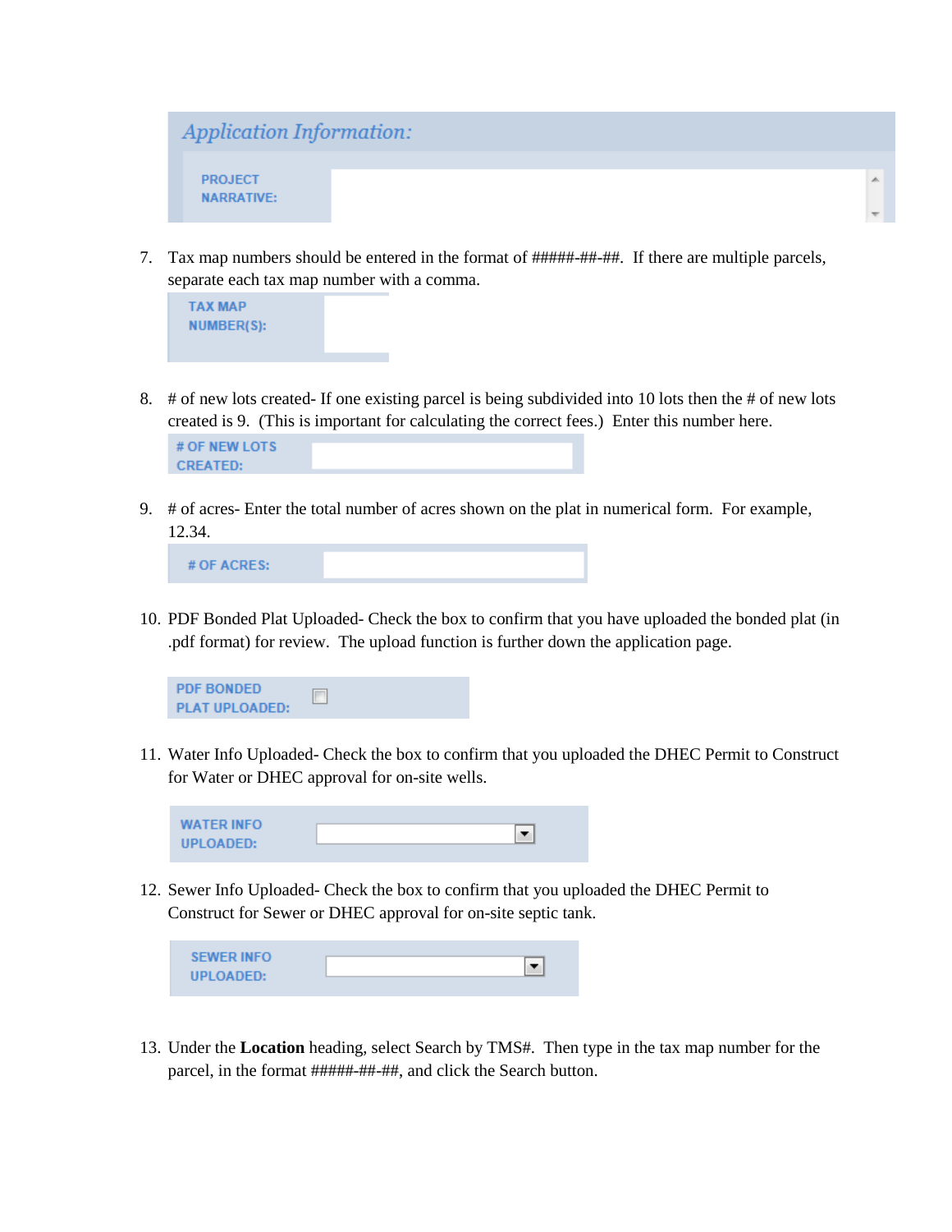*Application Information:*

PROJECT NARRATIVE:

7. Tax map numbers should be entered in the format of #####-##-##. If there are multiple parcels, separate each tax map number with a comma.

TAX MAP NUMBER(S):

8. # of new lots created- If one existing parcel is being subdivided into 10 lots then the # of new lots created is 9. (This is important for calculating the correct fees.) Enter this number here.

# OF NEW LOTS CREATED:

9. # of acres- Enter the total number of acres shown on the plat in numerical form. For example, 12.34.

# OF ACRES:

10. PDF Bonded Plat Uploaded- Check the box to confirm that you have uploaded the bonded plat (in .pdf format) for review. The upload function is further down the application page.

PDF BONDED PLAT UPLOADED: ☐

11. Water Info Uploaded- Check the box to confirm that you uploaded the DHEC Permit to Construct for Water or DHEC approval for on-site wells.

WATER INFO UPLOADED:

12. Sewer Info Uploaded- Check the box to confirm that you uploaded the DHEC Permit to Construct for Sewer or DHEC approval for on-site septic tank.

SEWER INFO UPLOADED:

13. Under the **Location** heading, select Search by TMS#. Then type in the tax map number for the parcel, in the format #####-##-##, and click the Search button.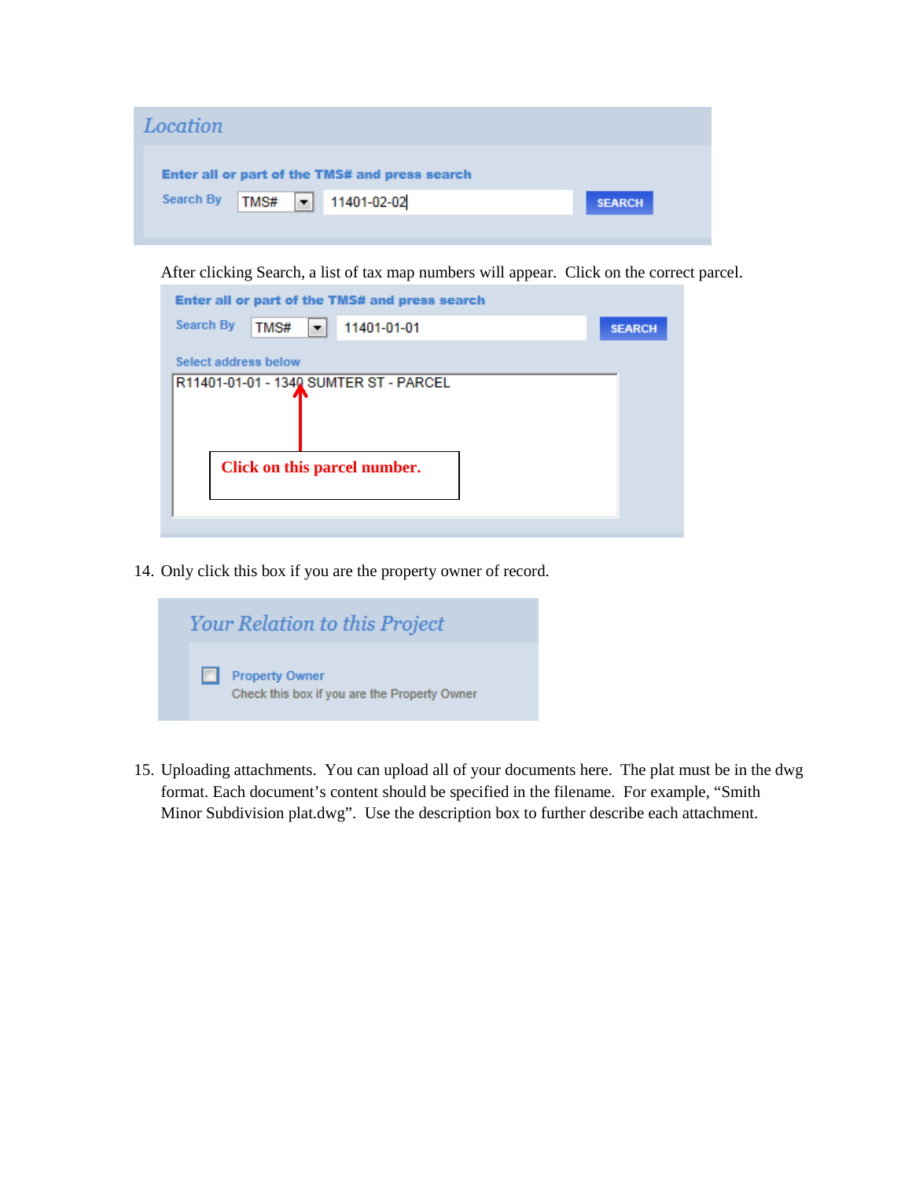Location

Enter all or part of the TMS# and press search

Search By TMS# 11401-02-02 SEARCH

After clicking Search, a list of tax map numbers will appear. Click on the correct parcel.

Enter all or part of the TMS# and press search

Search By TMS# 11401-01-01 SEARCH

Select address below

R11401-01-01 - 1340 SUMTER ST - PARCEL

Click on this parcel number.

14. Only click this box if you are the property owner of record.

Your Relation to this Project

Property Owner
Check this box if you are the Property Owner

15. Uploading attachments. You can upload all of your documents here. The plat must be in the dwg format. Each document's content should be specified in the filename. For example, "Smith Minor Subdivision plat.dwg". Use the description box to further describe each attachment.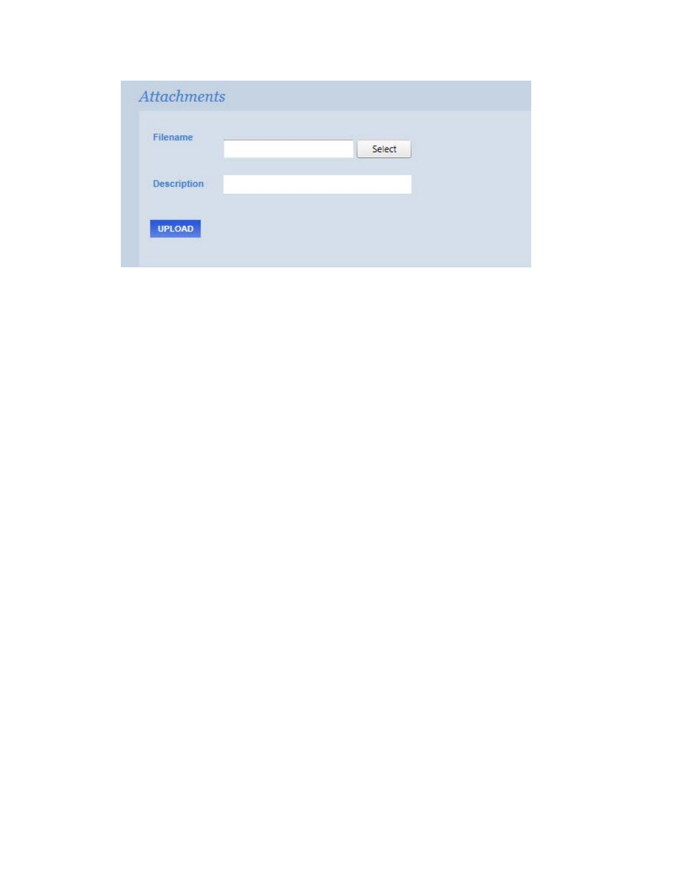## *Attachments*

**Filename** [ ] Select

**Description** [ ]

**UPLOAD**